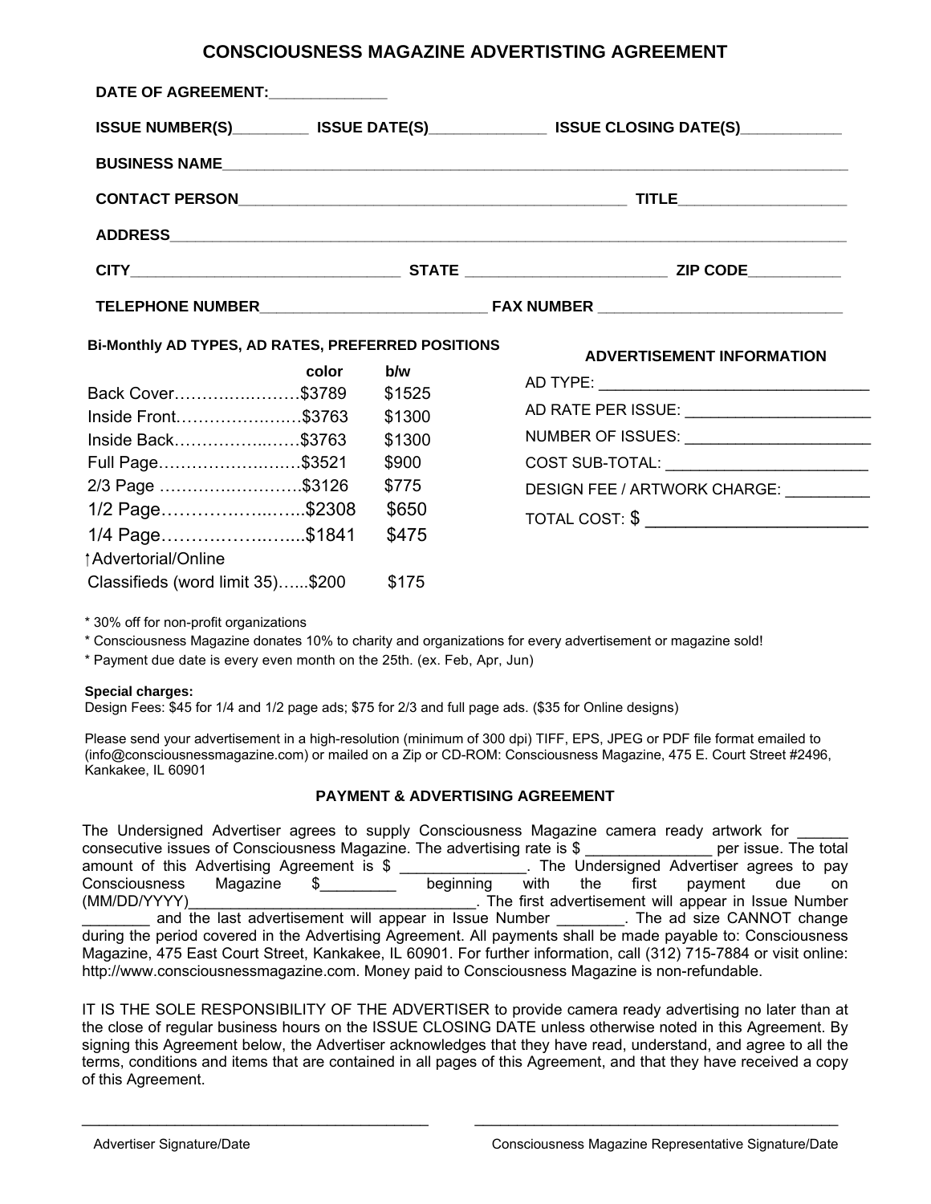# CONSCIOUSNESS MAGAZINE ADVERTISTING AGREEMENT

**DATE OF AGREEMENT:**______________

**ISSUE NUMBER(S)**_________ **ISSUE DATE(S)**______________ **ISSUE CLOSING DATE(S)**____________

**BUSINESS NAME**_______________________________________________________________________________

**CONTACT PERSON**_______________________________________________ **TITLE**____________________

**ADDRESS**_____________________________________________________________________________________

**CITY**________________________________ **STATE** ________________________ **ZIP CODE**___________

**TELEPHONE NUMBER**___________________________ **FAX NUMBER** _____________________________

**Bi-Monthly AD TYPES, AD RATES, PREFERRED POSITIONS**

| | color | b/w |
|---|---|---|
| Back Cover | $3789 | $1525 |
| Inside Front | $3763 | $1300 |
| Inside Back | $3763 | $1300 |
| Full Page | $3521 | $900 |
| 2/3 Page | $3126 | $775 |
| 1/2 Page | $2308 | $650 |
| 1/4 Page | $1841 | $475 |
| ↑Advertorial/Online Classifieds (word limit 35) | $200 | $175 |

**ADVERTISEMENT INFORMATION**

AD TYPE: _______________________________

AD RATE PER ISSUE: _____________________

NUMBER OF ISSUES: _____________________

COST SUB-TOTAL: _______________________

DESIGN FEE / ARTWORK CHARGE: _________

TOTAL COST: $ ________________________

* 30% off for non-profit organizations
* Consciousness Magazine donates 10% to charity and organizations for every advertisement or magazine sold!
* Payment due date is every even month on the 25th. (ex. Feb, Apr, Jun)

**Special charges:**
Design Fees: $45 for 1/4 and 1/2 page ads; $75 for 2/3 and full page ads. ($35 for Online designs)

Please send your advertisement in a high-resolution (minimum of 300 dpi) TIFF, EPS, JPEG or PDF file format emailed to (info@consciousnessmagazine.com) or mailed on a Zip or CD-ROM: Consciousness Magazine, 475 E. Court Street #2496, Kankakee, IL 60901

**PAYMENT & ADVERTISING AGREEMENT**

The Undersigned Advertiser agrees to supply Consciousness Magazine camera ready artwork for ______ consecutive issues of Consciousness Magazine. The advertising rate is $ _______________ per issue. The total amount of this Advertising Agreement is $ _______________. The Undersigned Advertiser agrees to pay Consciousness Magazine $_________ beginning with the first payment due on (MM/DD/YYYY)_________________________________. The first advertisement will appear in Issue Number ________ and the last advertisement will appear in Issue Number ________. The ad size CANNOT change during the period covered in the Advertising Agreement. All payments shall be made payable to: Consciousness Magazine, 475 East Court Street, Kankakee, IL 60901. For further information, call (312) 715-7884 or visit online: http://www.consciousnessmagazine.com. Money paid to Consciousness Magazine is non-refundable.

IT IS THE SOLE RESPONSIBILITY OF THE ADVERTISER to provide camera ready advertising no later than at the close of regular business hours on the ISSUE CLOSING DATE unless otherwise noted in this Agreement. By signing this Agreement below, the Advertiser acknowledges that they have read, understand, and agree to all the terms, conditions and items that are contained in all pages of this Agreement, and that they have received a copy of this Agreement.

________________________________________ ________________________________________

Advertiser Signature/Date Consciousness Magazine Representative Signature/Date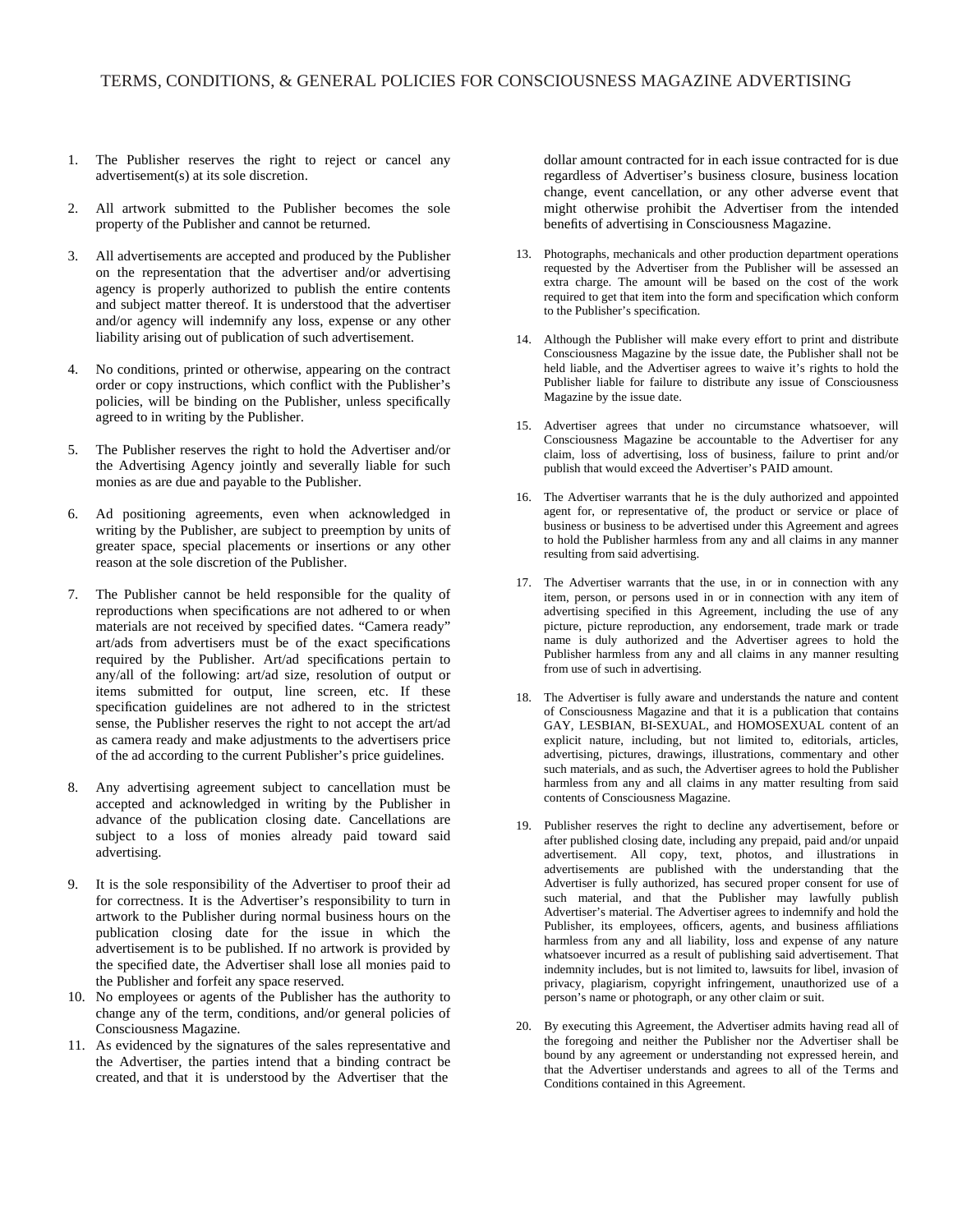# TERMS, CONDITIONS, & GENERAL POLICIES FOR CONSCIOUSNESS MAGAZINE ADVERTISING

1. The Publisher reserves the right to reject or cancel any advertisement(s) at its sole discretion.

2. All artwork submitted to the Publisher becomes the sole property of the Publisher and cannot be returned.

3. All advertisements are accepted and produced by the Publisher on the representation that the advertiser and/or advertising agency is properly authorized to publish the entire contents and subject matter thereof. It is understood that the advertiser and/or agency will indemnify any loss, expense or any other liability arising out of publication of such advertisement.

4. No conditions, printed or otherwise, appearing on the contract order or copy instructions, which conflict with the Publisher's policies, will be binding on the Publisher, unless specifically agreed to in writing by the Publisher.

5. The Publisher reserves the right to hold the Advertiser and/or the Advertising Agency jointly and severally liable for such monies as are due and payable to the Publisher.

6. Ad positioning agreements, even when acknowledged in writing by the Publisher, are subject to preemption by units of greater space, special placements or insertions or any other reason at the sole discretion of the Publisher.

7. The Publisher cannot be held responsible for the quality of reproductions when specifications are not adhered to or when materials are not received by specified dates. "Camera ready" art/ads from advertisers must be of the exact specifications required by the Publisher. Art/ad specifications pertain to any/all of the following: art/ad size, resolution of output or items submitted for output, line screen, etc. If these specification guidelines are not adhered to in the strictest sense, the Publisher reserves the right to not accept the art/ad as camera ready and make adjustments to the advertisers price of the ad according to the current Publisher's price guidelines.

8. Any advertising agreement subject to cancellation must be accepted and acknowledged in writing by the Publisher in advance of the publication closing date. Cancellations are subject to a loss of monies already paid toward said advertising.

9. It is the sole responsibility of the Advertiser to proof their ad for correctness. It is the Advertiser's responsibility to turn in artwork to the Publisher during normal business hours on the publication closing date for the issue in which the advertisement is to be published. If no artwork is provided by the specified date, the Advertiser shall lose all monies paid to the Publisher and forfeit any space reserved.

10. No employees or agents of the Publisher has the authority to change any of the term, conditions, and/or general policies of Consciousness Magazine.

11. As evidenced by the signatures of the sales representative and the Advertiser, the parties intend that a binding contract be created, and that it is understood by the Advertiser that the dollar amount contracted for in each issue contracted for is due regardless of Advertiser's business closure, business location change, event cancellation, or any other adverse event that might otherwise prohibit the Advertiser from the intended benefits of advertising in Consciousness Magazine.

13. Photographs, mechanicals and other production department operations requested by the Advertiser from the Publisher will be assessed an extra charge. The amount will be based on the cost of the work required to get that item into the form and specification which conform to the Publisher's specification.

14. Although the Publisher will make every effort to print and distribute Consciousness Magazine by the issue date, the Publisher shall not be held liable, and the Advertiser agrees to waive it's rights to hold the Publisher liable for failure to distribute any issue of Consciousness Magazine by the issue date.

15. Advertiser agrees that under no circumstance whatsoever, will Consciousness Magazine be accountable to the Advertiser for any claim, loss of advertising, loss of business, failure to print and/or publish that would exceed the Advertiser's PAID amount.

16. The Advertiser warrants that he is the duly authorized and appointed agent for, or representative of, the product or service or place of business or business to be advertised under this Agreement and agrees to hold the Publisher harmless from any and all claims in any manner resulting from said advertising.

17. The Advertiser warrants that the use, in or in connection with any item, person, or persons used in or in connection with any item of advertising specified in this Agreement, including the use of any picture, picture reproduction, any endorsement, trade mark or trade name is duly authorized and the Advertiser agrees to hold the Publisher harmless from any and all claims in any manner resulting from use of such in advertising.

18. The Advertiser is fully aware and understands the nature and content of Consciousness Magazine and that it is a publication that contains GAY, LESBIAN, BI-SEXUAL, and HOMOSEXUAL content of an explicit nature, including, but not limited to, editorials, articles, advertising, pictures, drawings, illustrations, commentary and other such materials, and as such, the Advertiser agrees to hold the Publisher harmless from any and all claims in any matter resulting from said contents of Consciousness Magazine.

19. Publisher reserves the right to decline any advertisement, before or after published closing date, including any prepaid, paid and/or unpaid advertisement. All copy, text, photos, and illustrations in advertisements are published with the understanding that the Advertiser is fully authorized, has secured proper consent for use of such material, and that the Publisher may lawfully publish Advertiser's material. The Advertiser agrees to indemnify and hold the Publisher, its employees, officers, agents, and business affiliations harmless from any and all liability, loss and expense of any nature whatsoever incurred as a result of publishing said advertisement. That indemnity includes, but is not limited to, lawsuits for libel, invasion of privacy, plagiarism, copyright infringement, unauthorized use of a person's name or photograph, or any other claim or suit.

20. By executing this Agreement, the Advertiser admits having read all of the foregoing and neither the Publisher nor the Advertiser shall be bound by any agreement or understanding not expressed herein, and that the Advertiser understands and agrees to all of the Terms and Conditions contained in this Agreement.